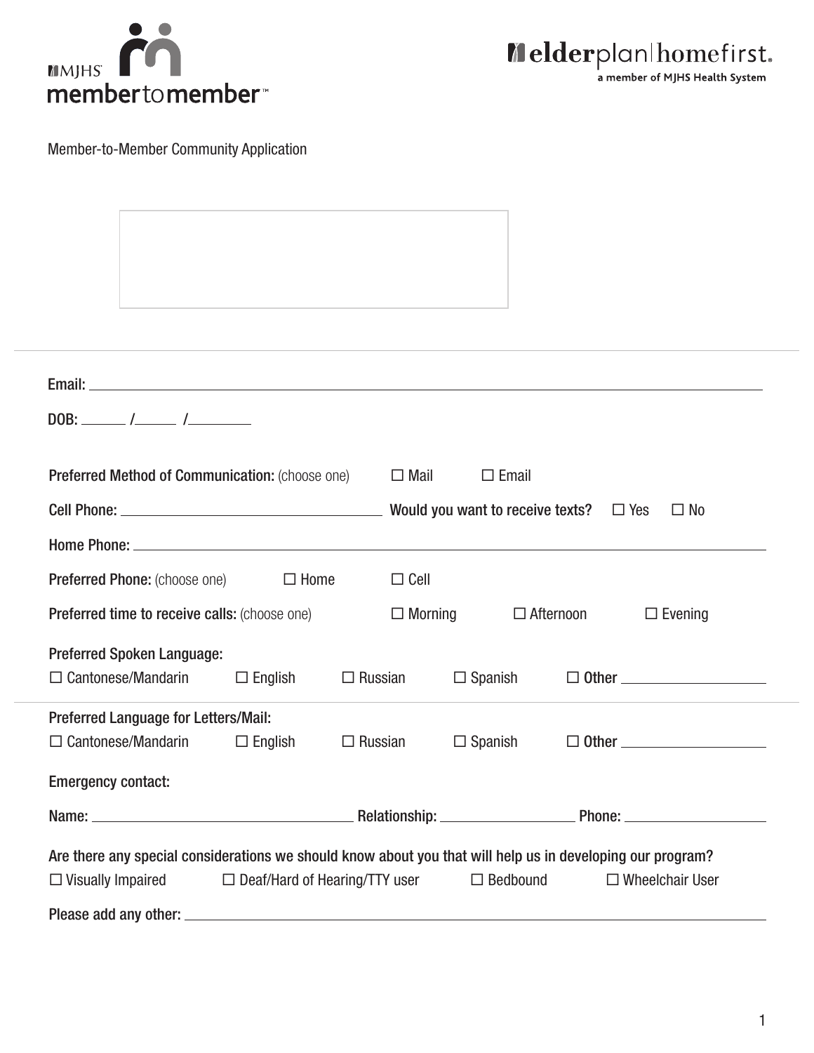MJHS member to member

elderplan | homefirst. a member of MJHS Health System

Member-to-Member Community Application

Email: ______________________________________________

DOB: ______ /______ /________

**Preferred Method of Communication:** (choose one) ☐ Mail ☐ Email

**Cell Phone:** ______________________ **Would you want to receive texts?** ☐ Yes ☐ No

**Home Phone:** ______________________________________________

**Preferred Phone:** (choose one) ☐ Home ☐ Cell

**Preferred time to receive calls:** (choose one) ☐ Morning ☐ Afternoon ☐ Evening

**Preferred Spoken Language:**
☐ Cantonese/Mandarin ☐ English ☐ Russian ☐ Spanish ☐ **Other** ________________

**Preferred Language for Letters/Mail:**
☐ Cantonese/Mandarin ☐ English ☐ Russian ☐ Spanish ☐ **Other** ________________

**Emergency contact:**

**Name:** ______________________ **Relationship:** ______________ **Phone:** ______________

**Are there any special considerations we should know about you that will help us in developing our program?**
☐ Visually Impaired ☐ Deaf/Hard of Hearing/TTY user ☐ Bedbound ☐ Wheelchair User

**Please add any other:** ______________________________________________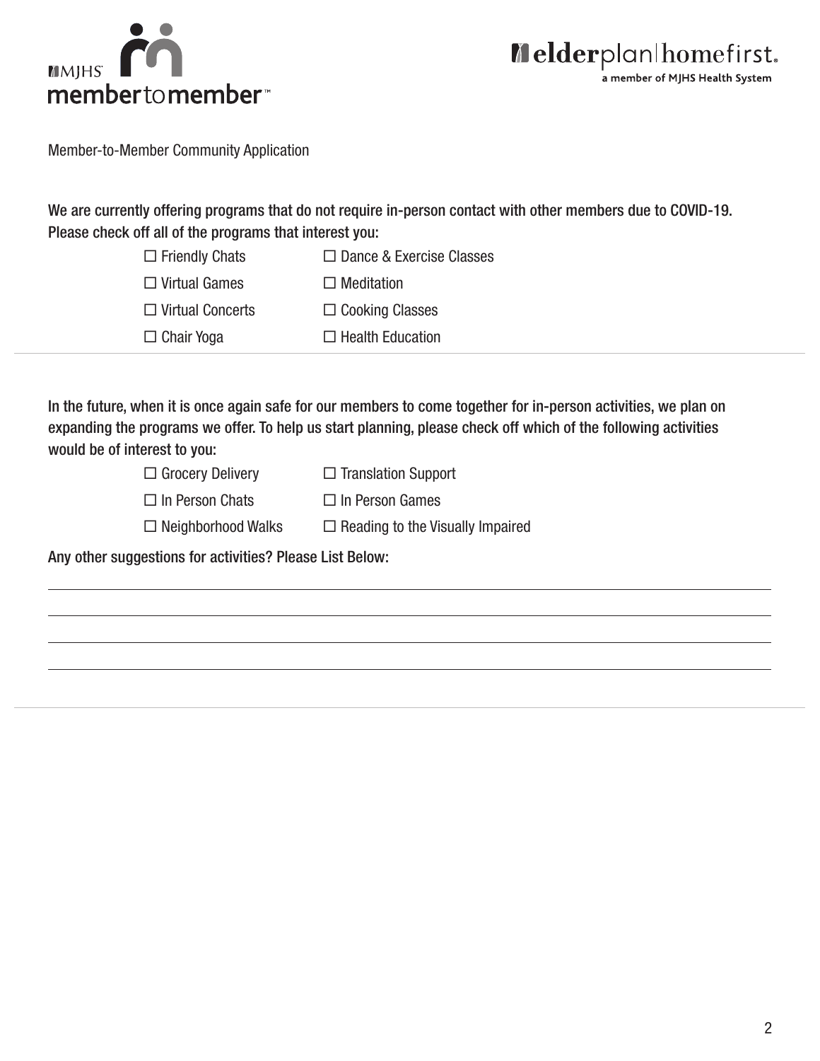Member-to-Member Community Application

**We are currently offering programs that do not require in-person contact with other members due to COVID-19. Please check off all of the programs that interest you:**

- ☐ Friendly Chats
- ☐ Dance & Exercise Classes
- ☐ Virtual Games
- ☐ Meditation
- ☐ Virtual Concerts
- ☐ Cooking Classes
- ☐ Chair Yoga
- ☐ Health Education

---

**In the future, when it is once again safe for our members to come together for in-person activities, we plan on expanding the programs we offer. To help us start planning, please check off which of the following activities would be of interest to you:**

- ☐ Grocery Delivery
- ☐ Translation Support
- ☐ In Person Chats
- ☐ In Person Games
- ☐ Neighborhood Walks
- ☐ Reading to the Visually Impaired

**Any other suggestions for activities? Please List Below:**

\_\_\_\_\_\_\_\_\_\_\_\_\_\_\_\_\_\_\_\_\_\_\_\_\_\_\_\_\_\_\_\_\_\_\_\_\_\_\_\_\_\_\_\_\_\_\_\_\_\_\_\_\_\_\_\_\_\_\_\_

\_\_\_\_\_\_\_\_\_\_\_\_\_\_\_\_\_\_\_\_\_\_\_\_\_\_\_\_\_\_\_\_\_\_\_\_\_\_\_\_\_\_\_\_\_\_\_\_\_\_\_\_\_\_\_\_\_\_\_\_

\_\_\_\_\_\_\_\_\_\_\_\_\_\_\_\_\_\_\_\_\_\_\_\_\_\_\_\_\_\_\_\_\_\_\_\_\_\_\_\_\_\_\_\_\_\_\_\_\_\_\_\_\_\_\_\_\_\_\_\_

\_\_\_\_\_\_\_\_\_\_\_\_\_\_\_\_\_\_\_\_\_\_\_\_\_\_\_\_\_\_\_\_\_\_\_\_\_\_\_\_\_\_\_\_\_\_\_\_\_\_\_\_\_\_\_\_\_\_\_\_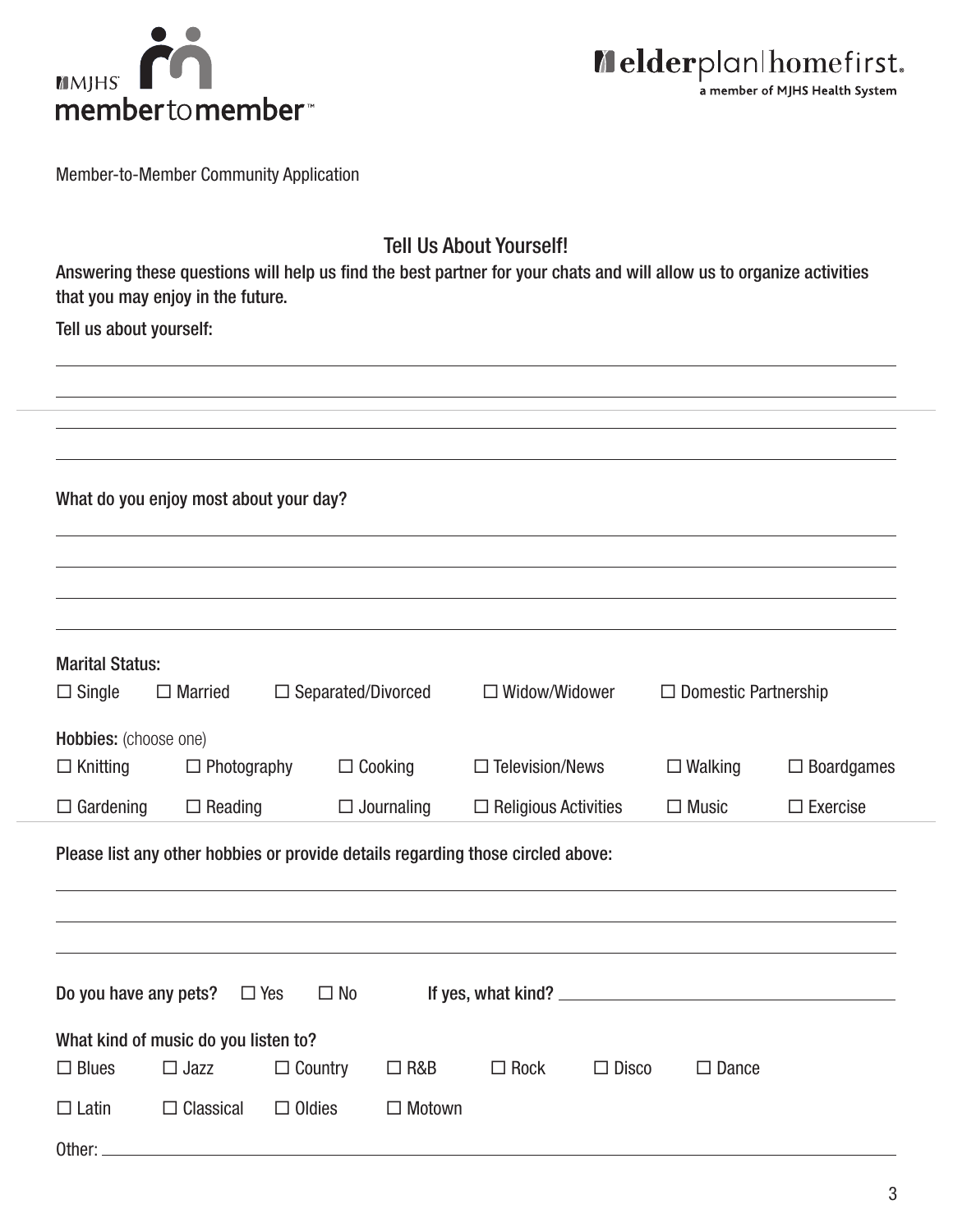Member-to-Member Community Application

## Tell Us About Yourself!

**Answering these questions will help us find the best partner for your chats and will allow us to organize activities that you may enjoy in the future.**

**Tell us about yourself:**

\_\_\_\_\_\_\_\_\_\_\_\_\_\_\_\_\_\_\_\_\_\_\_\_\_\_\_\_\_\_\_\_\_\_\_\_\_\_\_\_\_\_\_\_\_\_\_\_\_\_\_\_\_\_\_\_\_\_\_\_\_\_\_\_\_\_\_\_\_\_\_\_

\_\_\_\_\_\_\_\_\_\_\_\_\_\_\_\_\_\_\_\_\_\_\_\_\_\_\_\_\_\_\_\_\_\_\_\_\_\_\_\_\_\_\_\_\_\_\_\_\_\_\_\_\_\_\_\_\_\_\_\_\_\_\_\_\_\_\_\_\_\_\_\_

\_\_\_\_\_\_\_\_\_\_\_\_\_\_\_\_\_\_\_\_\_\_\_\_\_\_\_\_\_\_\_\_\_\_\_\_\_\_\_\_\_\_\_\_\_\_\_\_\_\_\_\_\_\_\_\_\_\_\_\_\_\_\_\_\_\_\_\_\_\_\_\_

\_\_\_\_\_\_\_\_\_\_\_\_\_\_\_\_\_\_\_\_\_\_\_\_\_\_\_\_\_\_\_\_\_\_\_\_\_\_\_\_\_\_\_\_\_\_\_\_\_\_\_\_\_\_\_\_\_\_\_\_\_\_\_\_\_\_\_\_\_\_\_\_

**What do you enjoy most about your day?**

\_\_\_\_\_\_\_\_\_\_\_\_\_\_\_\_\_\_\_\_\_\_\_\_\_\_\_\_\_\_\_\_\_\_\_\_\_\_\_\_\_\_\_\_\_\_\_\_\_\_\_\_\_\_\_\_\_\_\_\_\_\_\_\_\_\_\_\_\_\_\_\_

\_\_\_\_\_\_\_\_\_\_\_\_\_\_\_\_\_\_\_\_\_\_\_\_\_\_\_\_\_\_\_\_\_\_\_\_\_\_\_\_\_\_\_\_\_\_\_\_\_\_\_\_\_\_\_\_\_\_\_\_\_\_\_\_\_\_\_\_\_\_\_\_

\_\_\_\_\_\_\_\_\_\_\_\_\_\_\_\_\_\_\_\_\_\_\_\_\_\_\_\_\_\_\_\_\_\_\_\_\_\_\_\_\_\_\_\_\_\_\_\_\_\_\_\_\_\_\_\_\_\_\_\_\_\_\_\_\_\_\_\_\_\_\_\_

\_\_\_\_\_\_\_\_\_\_\_\_\_\_\_\_\_\_\_\_\_\_\_\_\_\_\_\_\_\_\_\_\_\_\_\_\_\_\_\_\_\_\_\_\_\_\_\_\_\_\_\_\_\_\_\_\_\_\_\_\_\_\_\_\_\_\_\_\_\_\_\_

**Marital Status:**

☐ Single ☐ Married ☐ Separated/Divorced ☐ Widow/Widower ☐ Domestic Partnership

**Hobbies:** (choose one)

☐ Knitting ☐ Photography ☐ Cooking ☐ Television/News ☐ Walking ☐ Boardgames

☐ Gardening ☐ Reading ☐ Journaling ☐ Religious Activities ☐ Music ☐ Exercise

**Please list any other hobbies or provide details regarding those circled above:**

\_\_\_\_\_\_\_\_\_\_\_\_\_\_\_\_\_\_\_\_\_\_\_\_\_\_\_\_\_\_\_\_\_\_\_\_\_\_\_\_\_\_\_\_\_\_\_\_\_\_\_\_\_\_\_\_\_\_\_\_\_\_\_\_\_\_\_\_\_\_\_\_

\_\_\_\_\_\_\_\_\_\_\_\_\_\_\_\_\_\_\_\_\_\_\_\_\_\_\_\_\_\_\_\_\_\_\_\_\_\_\_\_\_\_\_\_\_\_\_\_\_\_\_\_\_\_\_\_\_\_\_\_\_\_\_\_\_\_\_\_\_\_\_\_

\_\_\_\_\_\_\_\_\_\_\_\_\_\_\_\_\_\_\_\_\_\_\_\_\_\_\_\_\_\_\_\_\_\_\_\_\_\_\_\_\_\_\_\_\_\_\_\_\_\_\_\_\_\_\_\_\_\_\_\_\_\_\_\_\_\_\_\_\_\_\_\_

**Do you have any pets?** ☐ Yes ☐ No **If yes, what kind?** \_\_\_\_\_\_\_\_\_\_\_\_\_\_\_\_\_\_\_\_\_\_\_\_\_\_

**What kind of music do you listen to?**

☐ Blues ☐ Jazz ☐ Country ☐ R&B ☐ Rock ☐ Disco ☐ Dance

☐ Latin ☐ Classical ☐ Oldies ☐ Motown

Other: \_\_\_\_\_\_\_\_\_\_\_\_\_\_\_\_\_\_\_\_\_\_\_\_\_\_\_\_\_\_\_\_\_\_\_\_\_\_\_\_\_\_\_\_\_\_\_\_\_\_\_\_\_\_\_\_\_\_\_\_\_\_\_\_\_\_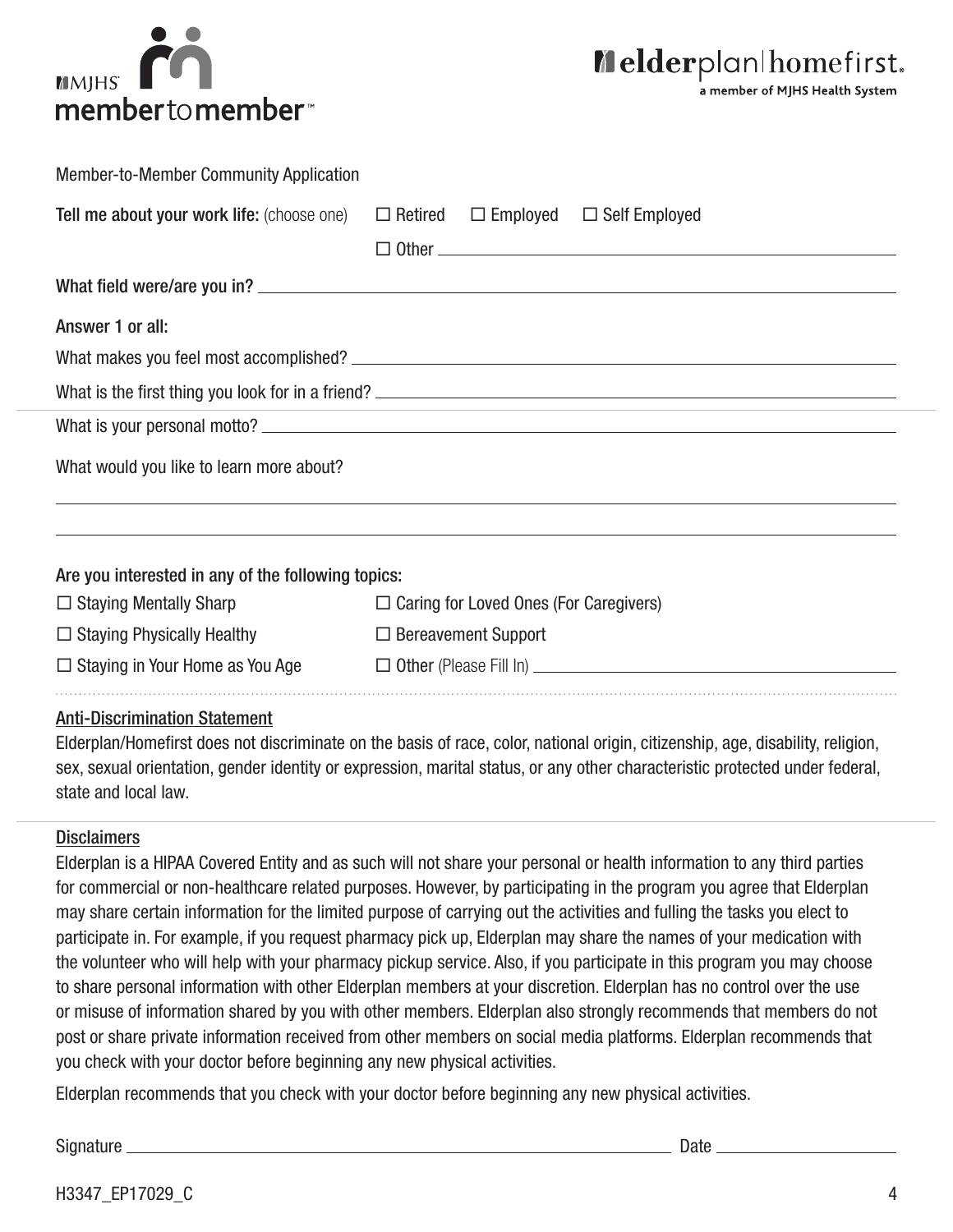MJHS member to member™

elderplan|homefirst.
a member of MJHS Health System

Member-to-Member Community Application

**Tell me about your work life:** (choose one) ☐ Retired ☐ Employed ☐ Self Employed

☐ Other ______________________________

**What field were/are you in?** ______________________________

**Answer 1 or all:**

What makes you feel most accomplished? ______________________________

What is the first thing you look for in a friend? ______________________________

What is your personal motto? ______________________________

What would you like to learn more about?

______________________________

______________________________

**Are you interested in any of the following topics:**

☐ Staying Mentally Sharp

☐ Staying Physically Healthy

☐ Staying in Your Home as You Age

☐ Caring for Loved Ones (For Caregivers)

☐ Bereavement Support

☐ **Other** (Please Fill In) ______________________________

**Anti-Discrimination Statement**

Elderplan/Homefirst does not discriminate on the basis of race, color, national origin, citizenship, age, disability, religion, sex, sexual orientation, gender identity or expression, marital status, or any other characteristic protected under federal, state and local law.

**Disclaimers**

Elderplan is a HIPAA Covered Entity and as such will not share your personal or health information to any third parties for commercial or non-healthcare related purposes. However, by participating in the program you agree that Elderplan may share certain information for the limited purpose of carrying out the activities and fulling the tasks you elect to participate in. For example, if you request pharmacy pick up, Elderplan may share the names of your medication with the volunteer who will help with your pharmacy pickup service. Also, if you participate in this program you may choose to share personal information with other Elderplan members at your discretion. Elderplan has no control over the use or misuse of information shared by you with other members. Elderplan also strongly recommends that members do not post or share private information received from other members on social media platforms. Elderplan recommends that you check with your doctor before beginning any new physical activities.

Elderplan recommends that you check with your doctor before beginning any new physical activities.

Signature ______________________________ Date ______________

H3347_EP17029_C